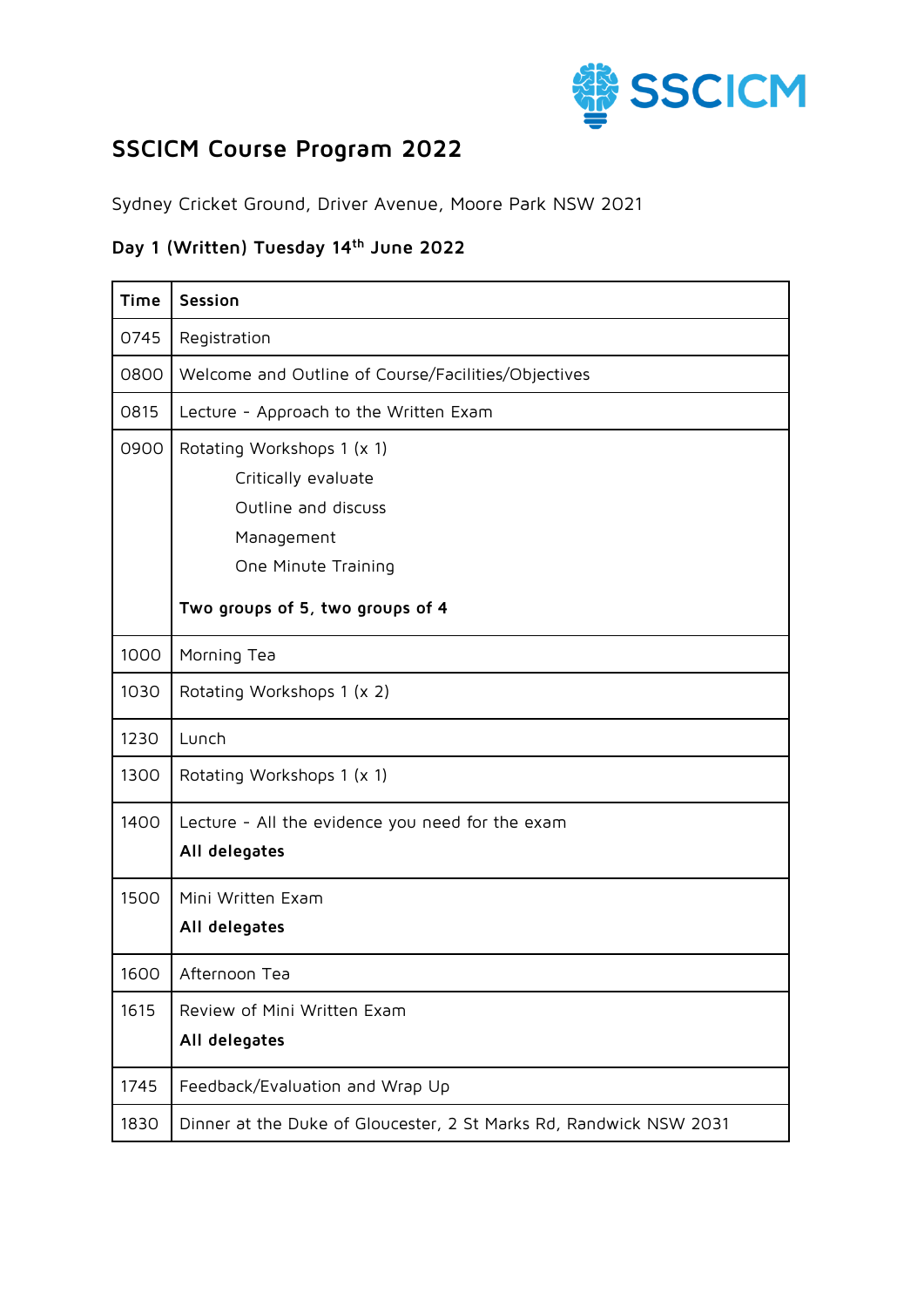# SSCICM Course Program 2022

Sydney Cricket Ground, Driver Avenue, Moore Park NSW 2021

## Day 1 (Written) Tuesday 14th June 2022

| Time | Session |
|---|---|
| 0745 | Registration |
| 0800 | Welcome and Outline of Course/Facilities/Objectives |
| 0815 | Lecture - Approach to the Written Exam |
| 0900 | Rotating Workshops 1 (x 1)<br>Critically evaluate<br>Outline and discuss<br>Management<br>One Minute Training<br>**Two groups of 5, two groups of 4** |
| 1000 | Morning Tea |
| 1030 | Rotating Workshops 1 (x 2) |
| 1230 | Lunch |
| 1300 | Rotating Workshops 1 (x 1) |
| 1400 | Lecture - All the evidence you need for the exam<br>**All delegates** |
| 1500 | Mini Written Exam<br>**All delegates** |
| 1600 | Afternoon Tea |
| 1615 | Review of Mini Written Exam<br>**All delegates** |
| 1745 | Feedback/Evaluation and Wrap Up |
| 1830 | Dinner at the Duke of Gloucester, 2 St Marks Rd, Randwick NSW 2031 |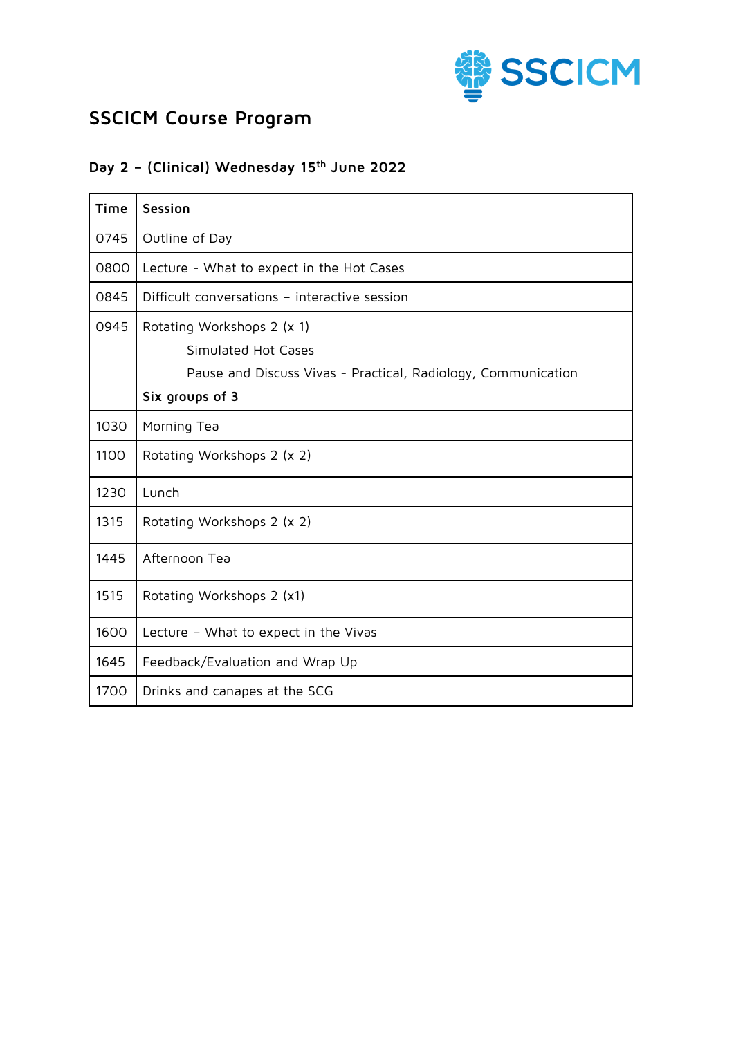# SSCICM Course Program

## Day 2 – (Clinical) Wednesday 15th June 2022

| Time | Session |
|---|---|
| 0745 | Outline of Day |
| 0800 | Lecture - What to expect in the Hot Cases |
| 0845 | Difficult conversations – interactive session |
| 0945 | Rotating Workshops 2 (x 1)<br>Simulated Hot Cases<br>Pause and Discuss Vivas - Practical, Radiology, Communication<br>**Six groups of 3** |
| 1030 | Morning Tea |
| 1100 | Rotating Workshops 2 (x 2) |
| 1230 | Lunch |
| 1315 | Rotating Workshops 2 (x 2) |
| 1445 | Afternoon Tea |
| 1515 | Rotating Workshops 2 (x1) |
| 1600 | Lecture – What to expect in the Vivas |
| 1645 | Feedback/Evaluation and Wrap Up |
| 1700 | Drinks and canapes at the SCG |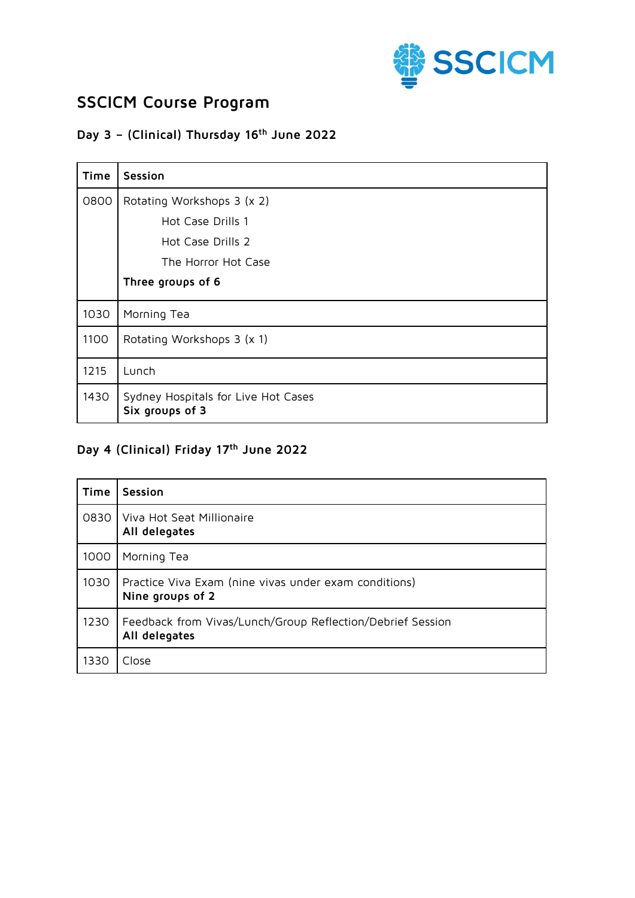SSCICM

# SSCICM Course Program

## Day 3 – (Clinical) Thursday 16th June 2022

| Time | Session |
|---|---|
| 0800 | Rotating Workshops 3 (x 2)<br>Hot Case Drills 1<br>Hot Case Drills 2<br>The Horror Hot Case<br>**Three groups of 6** |
| 1030 | Morning Tea |
| 1100 | Rotating Workshops 3 (x 1) |
| 1215 | Lunch |
| 1430 | Sydney Hospitals for Live Hot Cases<br>**Six groups of 3** |

## Day 4 (Clinical) Friday 17th June 2022

| Time | Session |
|---|---|
| 0830 | Viva Hot Seat Millionaire<br>**All delegates** |
| 1000 | Morning Tea |
| 1030 | Practice Viva Exam (nine vivas under exam conditions)<br>**Nine groups of 2** |
| 1230 | Feedback from Vivas/Lunch/Group Reflection/Debrief Session<br>**All delegates** |
| 1330 | Close |